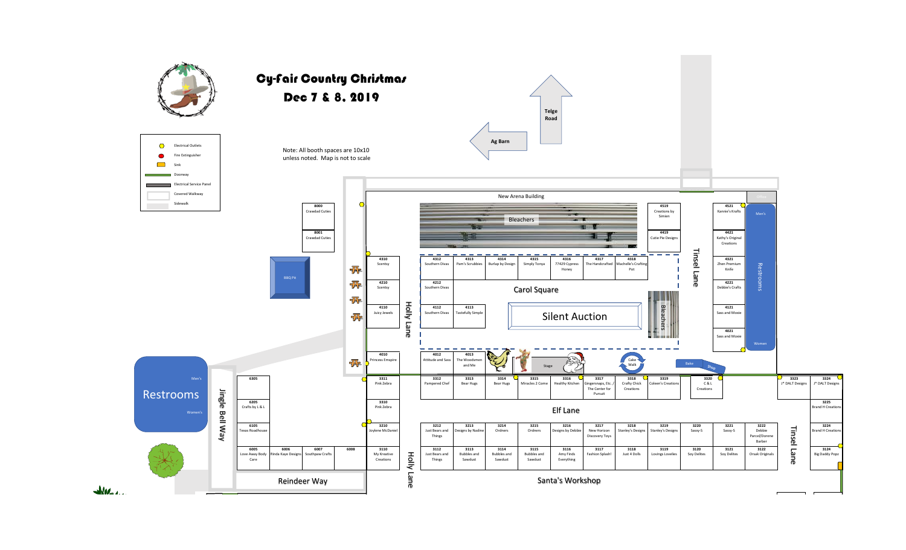# Cy-Fair Country Christmas

## Dec 7 & 8, 2019

Note: All booth spaces are 10x10 unless noted. Map is not to scale

**Legend**

- Electrical Outlets
- Fire Extinguisher
- Sink
- Doorway
- Electrical Service Panel
- Covered Walkway
- Sidewalk

Telge Road

Ag Barn

New Arena Building

Office

Bleachers

Carol Square

Silent Auction

Stage

Cake Walk

Bake Shop

BBQ Pit

Restrooms (Men's / Women's)

Holly Lane

Tinsel Lane

Jingle Bell Way

Elf Lane

Reindeer Way

Santa's Workshop

| Booth | Vendor |
|---|---|
| 8000 | Crawdad Cuties |
| 8001 | Crawdad Cuties |
| 4310 | Scentsy |
| 4210 | Scentsy |
| 4110 | Juicy Jewels |
| 4010 | Princess Empire |
| 4312 | Southern Divas |
| 4313 | Pam's Scrubbies |
| 4314 | Burlap by Design |
| 4315 | Simply Tonya |
| 4316 | 77429 Cypress Honey |
| 4317 | The Handcrafted |
| 4318 | Machelle's Crafting Pot |
| 4519 | Creations by Simien |
| 4419 | Cutie Pie Designs |
| 4521 | Kannie's Krafts |
| 4421 | Kathy's Original Creations |
| 4321 | Zhen Premium Knife |
| 4221 | Debbie's Crafts |
| 4121 | Sass and Moxie |
| 4021 | Sass and Moxie |
| 4212 | Southern Divas |
| 4112 | Southern Divas |
| 4113 | Tastefully Simple |
| 4012 | Attitude and Sass |
| 4013 | The Woodsmen and Me |
| 6305 | |
| 6205 | Crafts by L & L |
| 6105 | Texas Roadhouse |
| 6005 | Love Away Body Care |
| 6006 | Rinda Kaye Designs |
| 6007 | Southpaw Crafts |
| 6008 | |
| 3311 | Pink Zebra |
| 3310 | Pink Zebra |
| 3210 | Joylene McDaniel |
| 3110 | My Kreative Creations |
| 3312 | Pampered Chef |
| 3313 | Bear Hugs |
| 3314 | Bear Hugs |
| 3315 | Miracles 2 Come |
| 3316 | Healthy Kitchen |
| 3317 | Gingersnaps, Etc. / The Center for Pursuit |
| 3318 | Crafty Chick Creations |
| 3319 | Coleen's Creations |
| 3320 | C & L Creations |
| 3323 | J* DALT Designs |
| 3324 | J* DALT Designs |
| 3225 | Brand H Creations |
| 3224 | Brand H Creations |
| 3124 | Big Daddy Popz |
| 3212 | Just Bears and Things |
| 3213 | Designs by Nadine |
| 3214 | Ordners |
| 3215 | Ordners |
| 3216 | Designs by Debbie |
| 3217 | New Horizon Discovery Toys |
| 3218 | Stanley's Designs |
| 3219 | Stanley's Designs |
| 3220 | Sassy-S |
| 3221 | Sassy-S |
| 3222 | Debbie Parcel/Dorene Barber |
| 3112 | Just Bears and Things |
| 3113 | Bubbles and Sawdust |
| 3114 | Bubbles and Sawdust |
| 3115 | Bubbles and Sawdust |
| 3116 | Amy Finds Everything |
| 3117 | Fashion Splesh! |
| 3118 | Just 4 Dolls |
| 3119 | Lovings Lovelies |
| 3120 | Soy Delites |
| 3121 | Soy Delites |
| 3122 | Orsak Originals |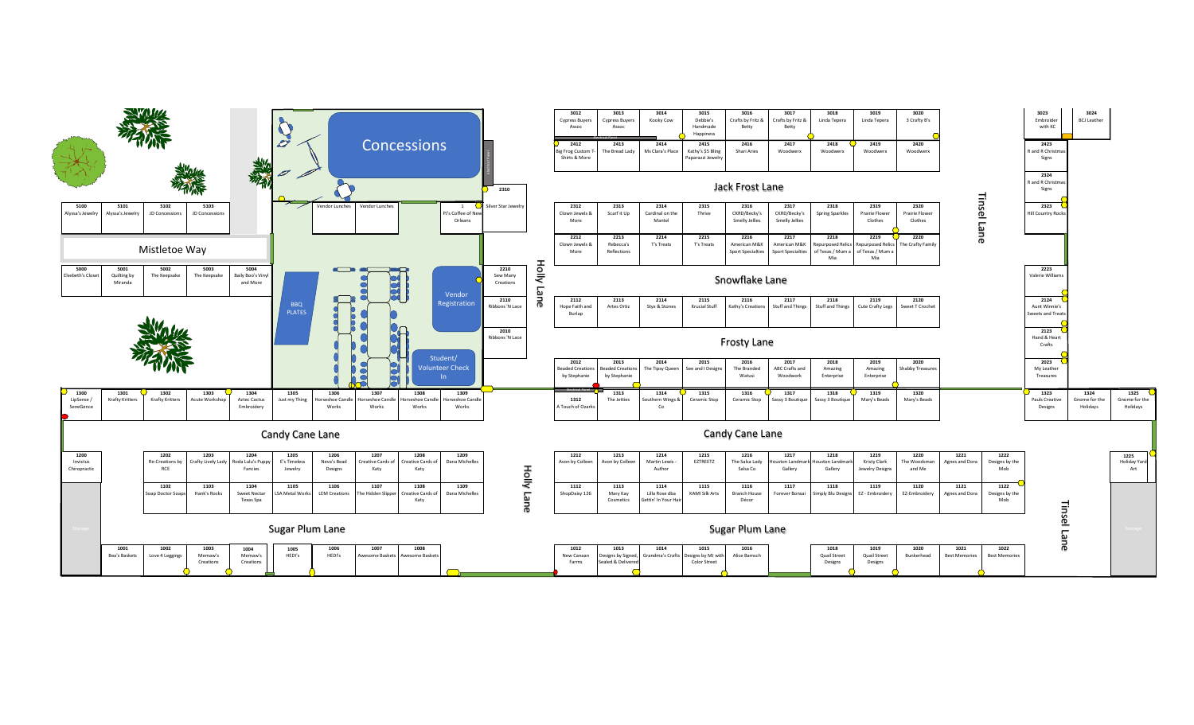Concessions

Vendor Lunches | Vendor Lunches

Vendor Registration

Student/ Volunteer Check In

BBQ PLATES

Mistletoe Way

| 5100 | 5101 | 5102 | 5103 |
|---|---|---|---|
| Alyssa's Jewelry | Alyssa's Jewelry | JD Concessions | JD Concessions |

| 5000 | 5001 | 5002 | 5003 | 5004 |
|---|---|---|---|---|
| Elsebeth's Closet | Quilting by Miranda | The Keepsake | The Keepsake | Baily Boo's Vinyl and More |

| 1 | 2310 |
|---|---|
| PJ's Coffee of New Orleans | Silver Star Jewelry |

| 2210 | 2110 | 2010 |
|---|---|---|
| Sew Many Creations | Ribbons 'N Lace | Ribbons 'N Lace |

Holly Lane

| 1300 | 1301 | 1302 | 1303 | 1304 | 1305 | 1306 | 1307 | 1308 | 1309 |
|---|---|---|---|---|---|---|---|---|---|
| LipSense / SeneGence | Krafty Kritters | Krafty Kritters | Acute Workshop | Aztec Cactus Embroidery | Just my Thing | Horseshoe Candle Works | Horseshoe Candle Works | Horseshoe Candle Works | Horseshoe Candle Works |

Candy Cane Lane

| 1200 | 1202 | 1203 | 1204 | 1205 | 1206 | 1207 | 1208 | 1209 |
|---|---|---|---|---|---|---|---|---|
| Invictus Chiropractic | Re-Creations by RCE | Crafty Lively Lady | Roda Lulu's Puppy Fancies | E's Timeless Jewelry | Neva's Bead Designs | Creative Cards of Katy | Creative Cards of Katy | Dana Michelles |

| 1102 | 1103 | 1104 | 1105 | 1106 | 1107 | 1108 | 1109 |
|---|---|---|---|---|---|---|---|
| Soap Doctor Soaps | Hank's Rocks | Sweet Nectar Texas Spa | LSA Metal Works | LEM Creations | The Hidden Slipper | Creative Cards of Katy | Dana Michelles |

Sugar Plum Lane

| 1001 | 1002 | 1003 | 1004 | 1005 | 1006 | 1007 | 1008 |
|---|---|---|---|---|---|---|---|
| Bea's Baskets | Love 4 Leggings | Memaw's Creations | Memaw's Creations | HEDI's | HEDI's | Awesome Baskets | Awesome Baskets |

| 3012 | 3013 | 3014 | 3015 | 3016 | 3017 | 3018 | 3019 | 3020 |
|---|---|---|---|---|---|---|---|---|
| Cypress Buyers Assoc | Cypress Buyers Assoc | Kooky Cow | Debbie's Handmade Happiness | Crafts by Fritz & Betty | Crafts by Fritz & Betty | Linda Tepera | Linda Tepera | 3 Crafty B's |

| 2412 | 2413 | 2414 | 2415 | 2416 | 2417 | 2418 | 2419 | 2420 |
|---|---|---|---|---|---|---|---|---|
| Big Frog Custom T-Shirts & More | The Bread Lady | Ms Clara's Place | Kathy's $5 Bling Paparazzi Jewelry | Shari Arnes | Woodwerx | Woodwerx | Woodwerx | Woodwerx |

Jack Frost Lane

| 2312 | 2313 | 2314 | 2315 | 2316 | 2317 | 2318 | 2319 | 2320 |
|---|---|---|---|---|---|---|---|---|
| Clown Jewels & More | Scarf it Up | Cardinal on the Mantel | Thrive | CKRD/Becky's Smelly Jellies | CKRD/Becky's Smelly Jellies | Spring Sparkles | Prairie Flower Clothes | Prairie Flower Clothes |

| 2212 | 2213 | 2214 | 2215 | 2216 | 2217 | 2218 | 2219 | 2220 |
|---|---|---|---|---|---|---|---|---|
| Clown Jewels & More | Rebecca's Reflections | T's Treats | T's Treats | American M&K Sport Specialties | American M&K Sport Specialties | Repurposed Relics of Texas / Mum a Mia | Repurposed Relics of Texas / Mum a Mia | The Crafty Family |

Snowflake Lane

| 2112 | 2113 | 2114 | 2115 | 2116 | 2117 | 2118 | 2119 | 2120 |
|---|---|---|---|---|---|---|---|---|
| Hope Faith and Burlap | Artes Ortiz | Styx & Stones | Krucial Stuff | Kathy's Creations | Stuff and Things | Stuff and Things | Cute Crafty Legs | Sweet T Crochet |

Frosty Lane

| 2012 | 2013 | 2014 | 2015 | 2016 | 2017 | 2018 | 2019 | 2020 |
|---|---|---|---|---|---|---|---|---|
| Beaded Creations by Stephanie | Beaded Creations by Stephanie | The Tipsy Queen | See and I Designs | The Branded Watusi | ABC Crafts and Woodwork | Amazing Enterprise | Amazing Enterprise | Shabby Treasures |

| 1312 | 1313 | 1314 | 1315 | 1316 | 1317 | 1318 | 1319 | 1320 |
|---|---|---|---|---|---|---|---|---|
| A Touch of Ozarks | The Jetties | Southern Wings & Co | Ceramic Stop | Ceramic Stop | Sassy 3 Boutique | Sassy 3 Boutique | Mary's Beads | Mary's Beads |

Candy Cane Lane

| 1212 | 1213 | 1214 | 1215 | 1216 | 1217 | 1218 | 1219 | 1220 | 1221 | 1222 |
|---|---|---|---|---|---|---|---|---|---|---|
| Avon by Colleen | Avon by Colleen | Martin Lewis - Author | EZTREETZ | The Salsa Lady Salsa Co | Houston Landmark Gallery | Houston Landmark Gallery | Kristy Clark Jewelry Designs | The Woodsman and Me | Agnes and Dora | Designs by the Mob |

| 1112 | 1113 | 1114 | 1115 | 1116 | 1117 | 1118 | 1119 | 1120 | 1121 | 1122 |
|---|---|---|---|---|---|---|---|---|---|---|
| ShopDaisy 126 | Mary Kay Cosmetics | Lilla Rose dba Gettin' In Your Hair | KAMI Silk Arts | Branch House Décor | Forever Bonsai | Simply Blu Designs | EZ - Embroidery | EZ-Embroidery | Agnes and Dora | Designs by the Mob |

Sugar Plum Lane

| 1012 | 1013 | 1014 | 1015 | 1016 | 1018 | 1019 | 1020 | 1021 | 1022 |
|---|---|---|---|---|---|---|---|---|---|
| New Canaan Farms | Designs by Signed, Sealed & Delivered | Grandma's Crafts | Designs by MJ with Color Street | Alice Bamsch | Quail Street Designs | Quail Street Designs | Bunkerhead | Best Memories | Best Memories |

Tinsel Lane

| 3023 | 3024 |
|---|---|
| Embroider with KC | BCJ Leather |

| 2423 | 2324 | 2323 | 2223 | 2124 | 2123 | 2023 |
|---|---|---|---|---|---|---|
| R and R Christmas Signs | R and R Christmas Signs | Hill Country Rocks | Valerie Williams | Aunt Winnie's Sweets and Treats | Hand & Heart Crafts | My Leather Treasures |

| 1323 | 1324 | 1325 |
|---|---|---|
| Pauls Creative Designs | Gnome for the Holidays | Gnome for the Holidays |

| 1225 |
|---|
| Holiday Yard Art |